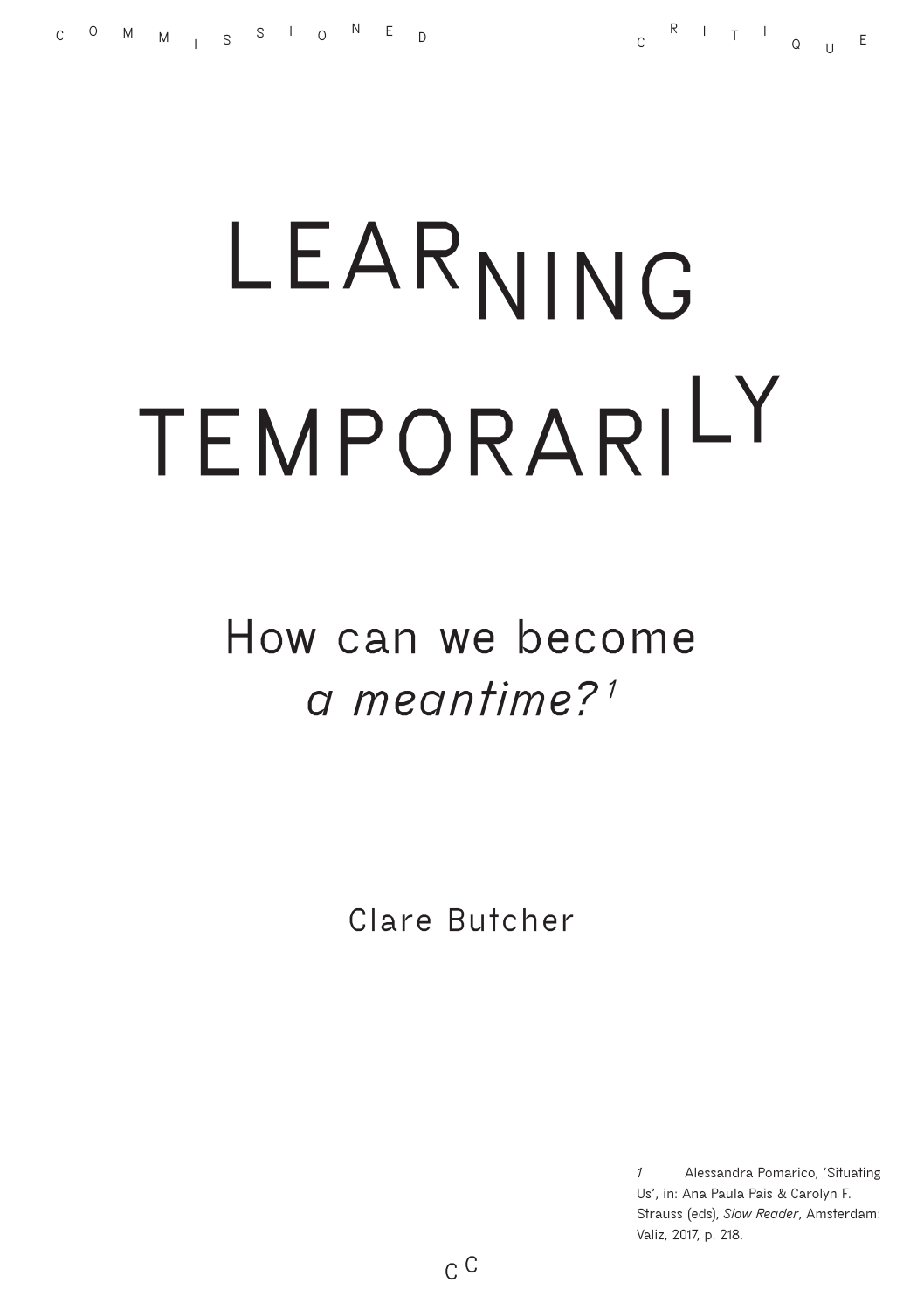COMMISSIONED CRITIQUE

# LEARNING TEMPORARILY

## How can we become *a meantime?*[1]

Clare Butcher

*1* Alessandra Pomarico, 'Situating Us', in: Ana Paula Pais & Carolyn F. Strauss (eds), *Slow Reader*, Amsterdam: Valiz, 2017, p. 218.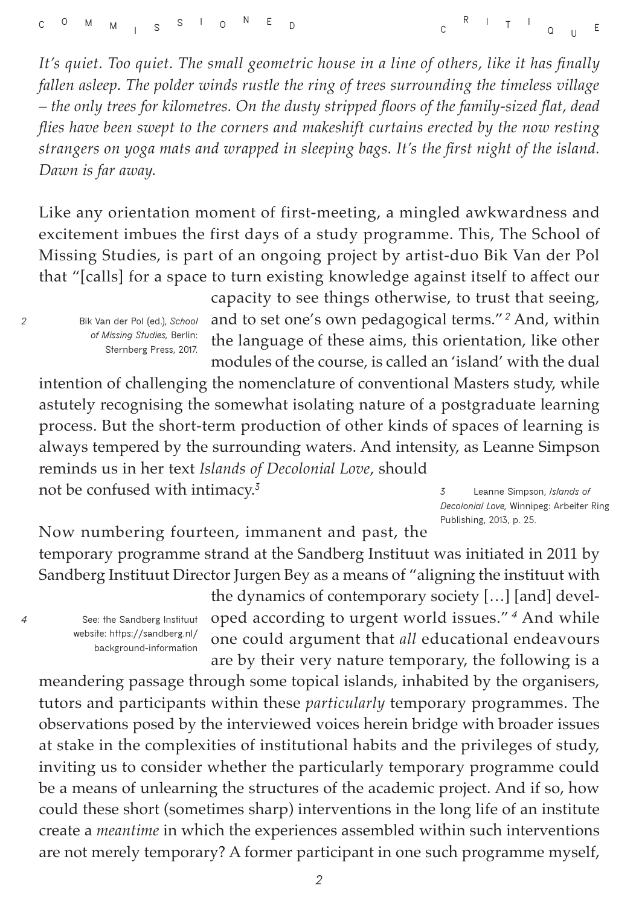*It's quiet. Too quiet. The small geometric house in a line of others, like it has finally fallen asleep. The polder winds rustle the ring of trees surrounding the timeless village – the only trees for kilometres. On the dusty stripped floors of the family-sized flat, dead flies have been swept to the corners and makeshift curtains erected by the now resting strangers on yoga mats and wrapped in sleeping bags. It's the first night of the island. Dawn is far away.*

Like any orientation moment of first-meeting, a mingled awkwardness and excitement imbues the first days of a study programme. This, The School of Missing Studies, is part of an ongoing project by artist-duo Bik Van der Pol that "[calls] for a space to turn existing knowledge against itself to affect our capacity to see things otherwise, to trust that seeing, and to set one's own pedagogical terms."[2] And, within the language of these aims, this orientation, like other modules of the course, is called an 'island' with the dual intention of challenging the nomenclature of conventional Masters study, while astutely recognising the somewhat isolating nature of a postgraduate learning process. But the short-term production of other kinds of spaces of learning is always tempered by the surrounding waters. And intensity, as Leanne Simpson reminds us in her text *Islands of Decolonial Love*, should not be confused with intimacy.[3]

Now numbering fourteen, immanent and past, the temporary programme strand at the Sandberg Instituut was initiated in 2011 by Sandberg Instituut Director Jurgen Bey as a means of "aligning the instituut with the dynamics of contemporary society […] [and] developed according to urgent world issues."[4] And while one could argument that *all* educational endeavours are by their very nature temporary, the following is a meandering passage through some topical islands, inhabited by the organisers, tutors and participants within these *particularly* temporary programmes. The observations posed by the interviewed voices herein bridge with broader issues at stake in the complexities of institutional habits and the privileges of study, inviting us to consider whether the particularly temporary programme could be a means of unlearning the structures of the academic project. And if so, how could these short (sometimes sharp) interventions in the long life of an institute create a *meantime* in which the experiences assembled within such interventions are not merely temporary? A former participant in one such programme myself,

2 Bik Van der Pol (ed.), *School of Missing Studies*, Berlin: Sternberg Press, 2017.

3 Leanne Simpson, *Islands of Decolonial Love*, Winnipeg: Arbeiter Ring Publishing, 2013, p. 25.

4 See: the Sandberg Instituut website: https://sandberg.nl/background-information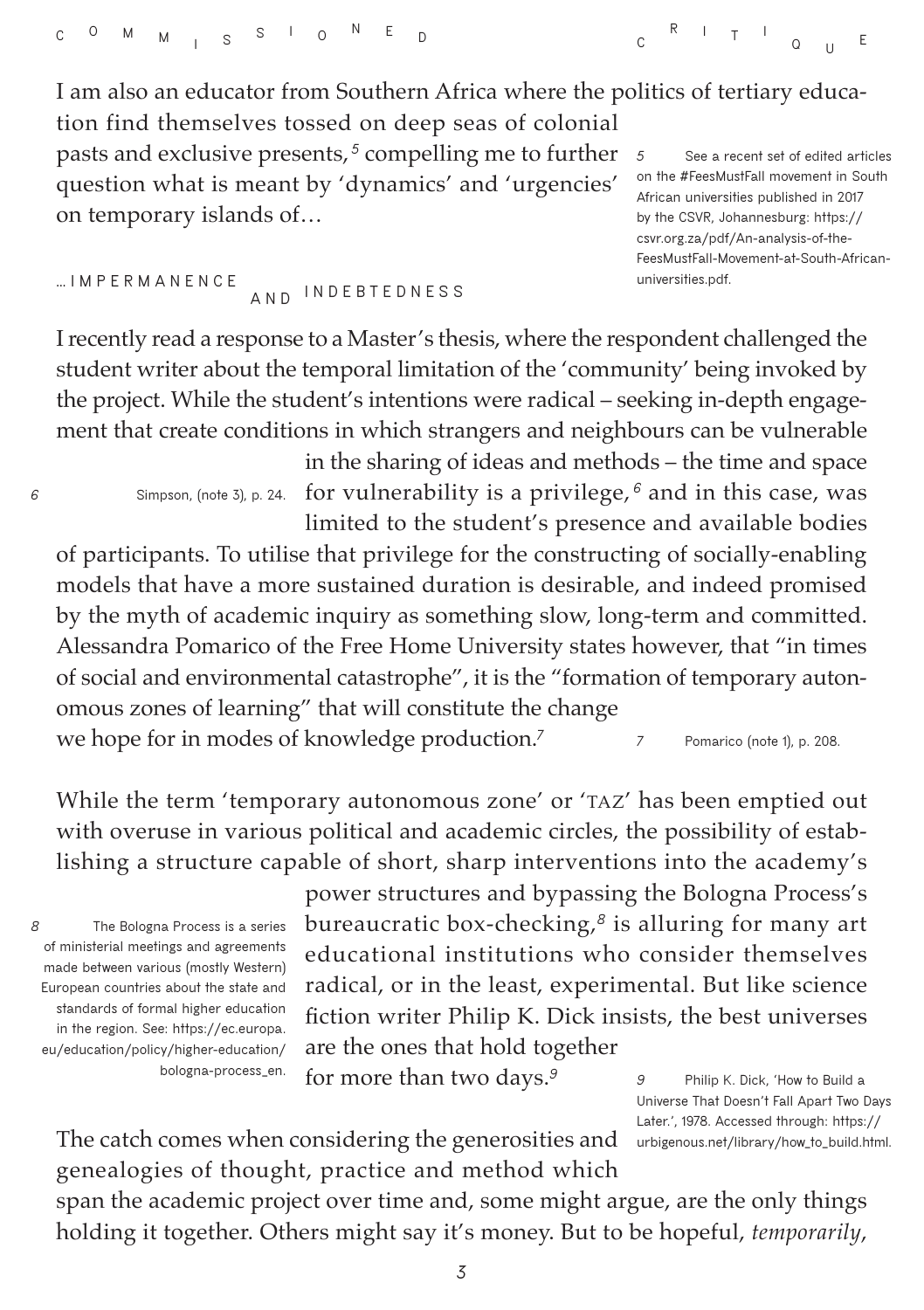I am also an educator from Southern Africa where the politics of tertiary education find themselves tossed on deep seas of colonial pasts and exclusive presents,[5] compelling me to further question what is meant by 'dynamics' and 'urgencies' on temporary islands of…

5 See a recent set of edited articles on the #FeesMustFall movement in South African universities published in 2017 by the CSVR, Johannesburg: https://csvr.org.za/pdf/An-analysis-of-the-FeesMustFall-Movement-at-South-African-universities.pdf.

## …IMPERMANENCE AND INDEBTEDNESS

I recently read a response to a Master's thesis, where the respondent challenged the student writer about the temporal limitation of the 'community' being invoked by the project. While the student's intentions were radical – seeking in-depth engagement that create conditions in which strangers and neighbours can be vulnerable in the sharing of ideas and methods – the time and space for vulnerability is a privilege,[6] and in this case, was limited to the student's presence and available bodies of participants. To utilise that privilege for the constructing of socially-enabling models that have a more sustained duration is desirable, and indeed promised by the myth of academic inquiry as something slow, long-term and committed. Alessandra Pomarico of the Free Home University states however, that "in times of social and environmental catastrophe", it is the "formation of temporary autonomous zones of learning" that will constitute the change we hope for in modes of knowledge production.[7]

6 Simpson, (note 3), p. 24.

7 Pomarico (note 1), p. 208.

While the term 'temporary autonomous zone' or 'TAZ' has been emptied out with overuse in various political and academic circles, the possibility of establishing a structure capable of short, sharp interventions into the academy's power structures and bypassing the Bologna Process's bureaucratic box-checking,[8] is alluring for many art educational institutions who consider themselves radical, or in the least, experimental. But like science fiction writer Philip K. Dick insists, the best universes are the ones that hold together for more than two days.[9]

8 The Bologna Process is a series of ministerial meetings and agreements made between various (mostly Western) European countries about the state and standards of formal higher education in the region. See: https://ec.europa.eu/education/policy/higher-education/bologna-process_en.

9 Philip K. Dick, 'How to Build a Universe That Doesn't Fall Apart Two Days Later.', 1978. Accessed through: https://urbigenous.net/library/how_to_build.html.

The catch comes when considering the generosities and genealogies of thought, practice and method which span the academic project over time and, some might argue, are the only things holding it together. Others might say it's money. But to be hopeful, *temporarily*,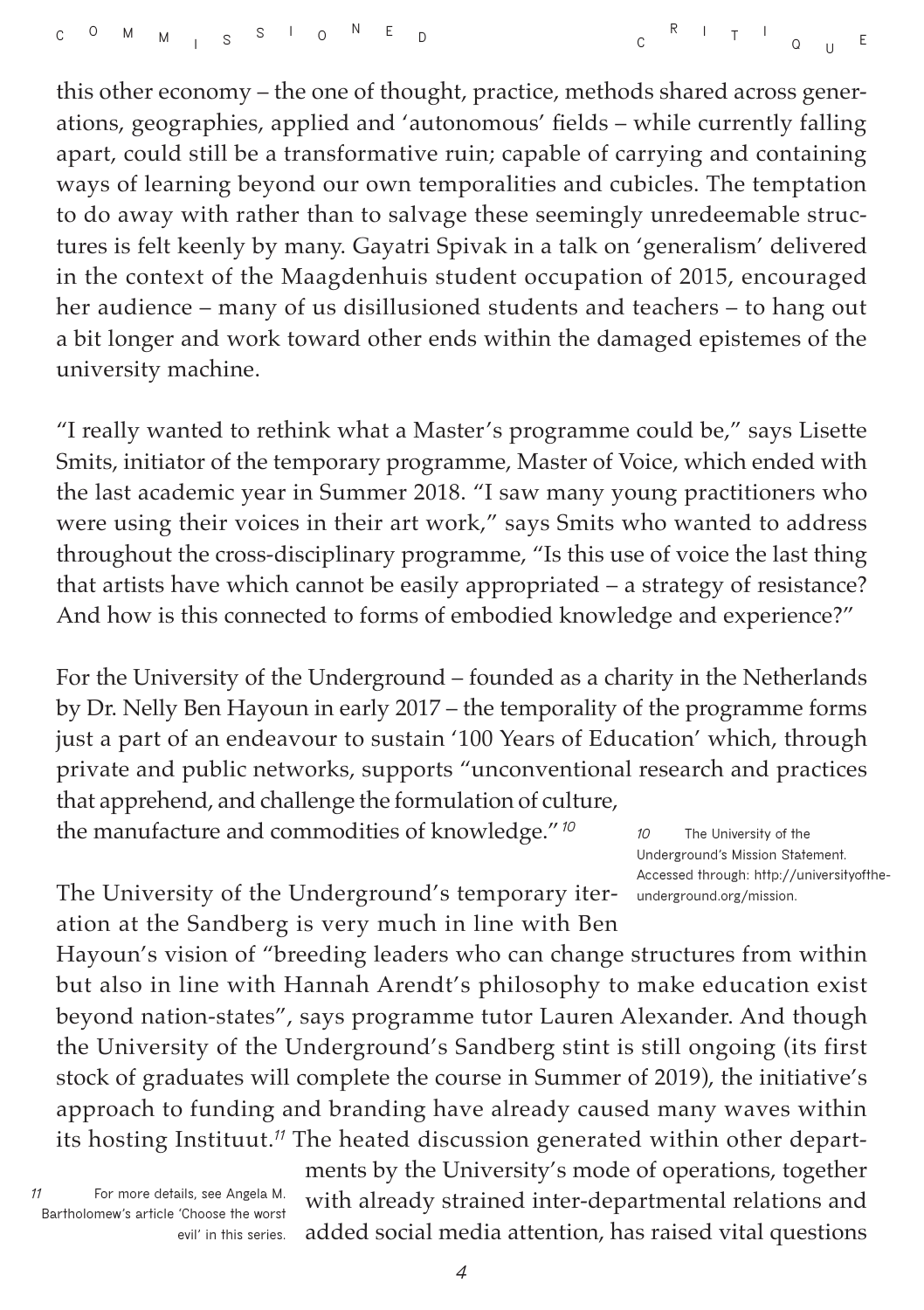this other economy – the one of thought, practice, methods shared across generations, geographies, applied and 'autonomous' fields – while currently falling apart, could still be a transformative ruin; capable of carrying and containing ways of learning beyond our own temporalities and cubicles. The temptation to do away with rather than to salvage these seemingly unredeemable structures is felt keenly by many. Gayatri Spivak in a talk on 'generalism' delivered in the context of the Maagdenhuis student occupation of 2015, encouraged her audience – many of us disillusioned students and teachers – to hang out a bit longer and work toward other ends within the damaged epistemes of the university machine.

"I really wanted to rethink what a Master's programme could be," says Lisette Smits, initiator of the temporary programme, Master of Voice, which ended with the last academic year in Summer 2018. "I saw many young practitioners who were using their voices in their art work," says Smits who wanted to address throughout the cross-disciplinary programme, "Is this use of voice the last thing that artists have which cannot be easily appropriated – a strategy of resistance? And how is this connected to forms of embodied knowledge and experience?"

For the University of the Underground – founded as a charity in the Netherlands by Dr. Nelly Ben Hayoun in early 2017 – the temporality of the programme forms just a part of an endeavour to sustain '100 Years of Education' which, through private and public networks, supports "unconventional research and practices that apprehend, and challenge the formulation of culture, the manufacture and commodities of knowledge."[10]

The University of the Underground's temporary iteration at the Sandberg is very much in line with Ben Hayoun's vision of "breeding leaders who can change structures from within but also in line with Hannah Arendt's philosophy to make education exist beyond nation-states", says programme tutor Lauren Alexander. And though the University of the Underground's Sandberg stint is still ongoing (its first stock of graduates will complete the course in Summer of 2019), the initiative's approach to funding and branding have already caused many waves within its hosting Instituut.[11] The heated discussion generated within other departments by the University's mode of operations, together with already strained inter-departmental relations and added social media attention, has raised vital questions

[10] The University of the Underground's Mission Statement. Accessed through: http://universityoftheunderground.org/mission.

[11] For more details, see Angela M. Bartholomew's article 'Choose the worst evil' in this series.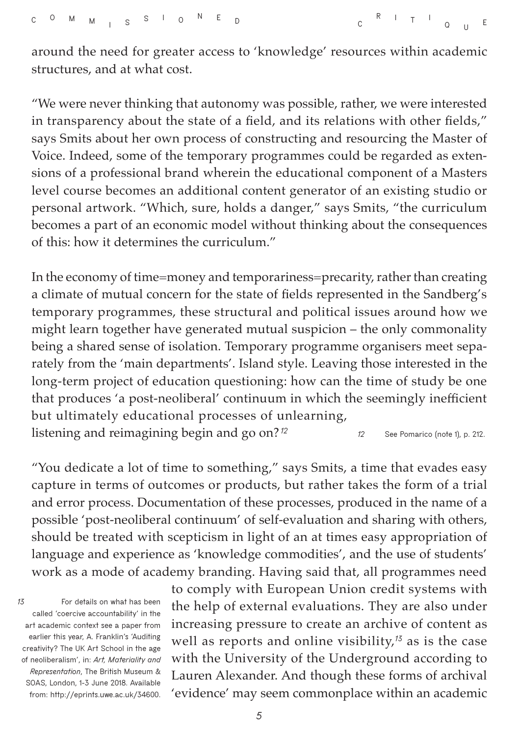around the need for greater access to 'knowledge' resources within academic structures, and at what cost.

"We were never thinking that autonomy was possible, rather, we were interested in transparency about the state of a field, and its relations with other fields," says Smits about her own process of constructing and resourcing the Master of Voice. Indeed, some of the temporary programmes could be regarded as extensions of a professional brand wherein the educational component of a Masters level course becomes an additional content generator of an existing studio or personal artwork. "Which, sure, holds a danger," says Smits, "the curriculum becomes a part of an economic model without thinking about the consequences of this: how it determines the curriculum."

In the economy of time=money and temporariness=precarity, rather than creating a climate of mutual concern for the state of fields represented in the Sandberg's temporary programmes, these structural and political issues around how we might learn together have generated mutual suspicion – the only commonality being a shared sense of isolation. Temporary programme organisers meet separately from the 'main departments'. Island style. Leaving those interested in the long-term project of education questioning: how can the time of study be one that produces 'a post-neoliberal' continuum in which the seemingly inefficient but ultimately educational processes of unlearning, listening and reimagining begin and go on?[12]

[12] See Pomarico (note 1), p. 212.

"You dedicate a lot of time to something," says Smits, a time that evades easy capture in terms of outcomes or products, but rather takes the form of a trial and error process. Documentation of these processes, produced in the name of a possible 'post-neoliberal continuum' of self-evaluation and sharing with others, should be treated with scepticism in light of an at times easy appropriation of language and experience as 'knowledge commodities', and the use of students' work as a mode of academy branding. Having said that, all programmes need to comply with European Union credit systems with the help of external evaluations. They are also under increasing pressure to create an archive of content as well as reports and online visibility,[13] as is the case with the University of the Underground according to Lauren Alexander. And though these forms of archival 'evidence' may seem commonplace within an academic

[13] For details on what has been called 'coercive accountability' in the art academic context see a paper from earlier this year, A. Franklin's 'Auditing creativity? The UK Art School in the age of neoliberalism', in: *Art, Materiality and Representation*, The British Museum & SOAS, London, 1-3 June 2018. Available from: http://eprints.uwe.ac.uk/34600.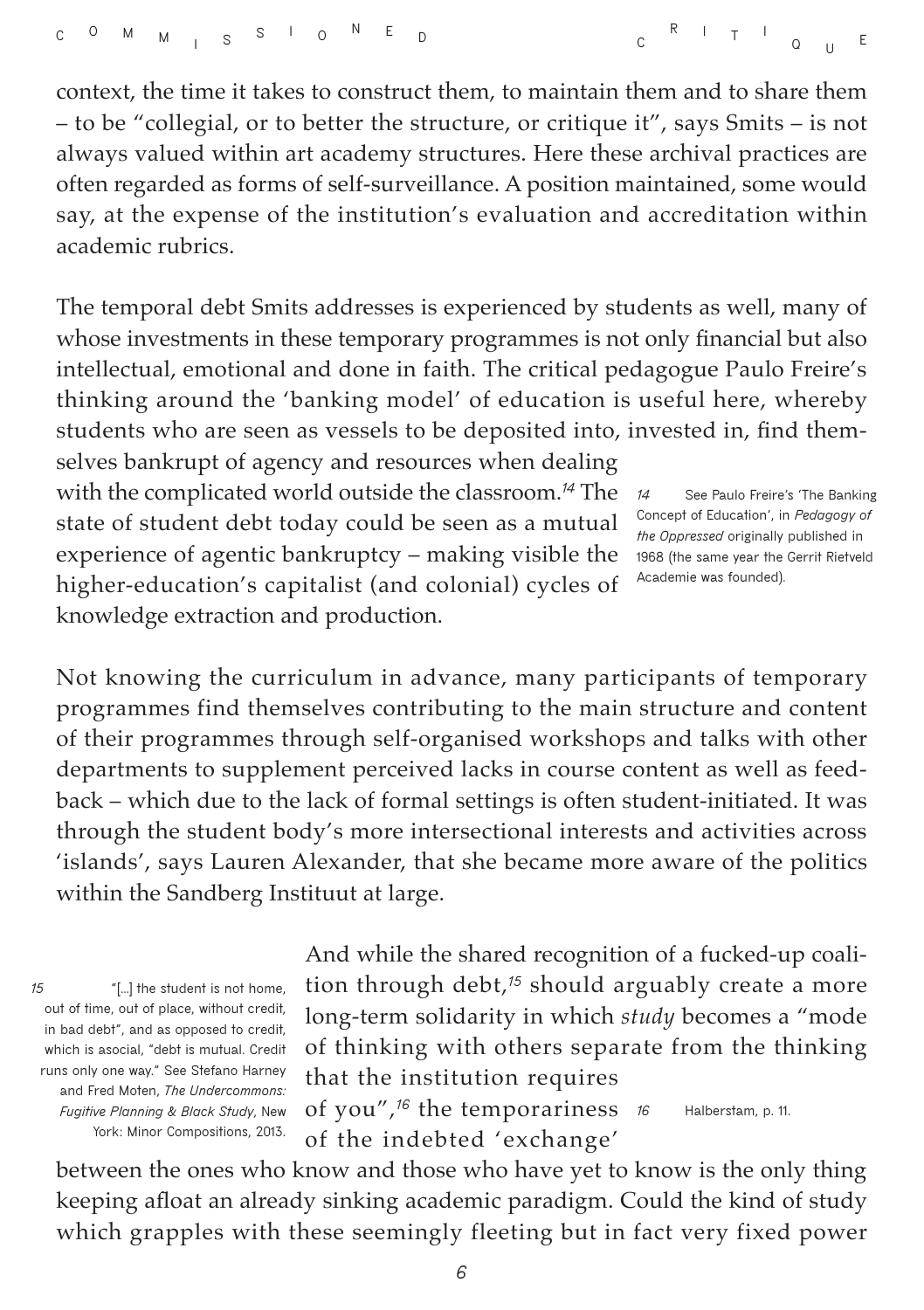context, the time it takes to construct them, to maintain them and to share them – to be "collegial, or to better the structure, or critique it", says Smits – is not always valued within art academy structures. Here these archival practices are often regarded as forms of self-surveillance. A position maintained, some would say, at the expense of the institution's evaluation and accreditation within academic rubrics.

The temporal debt Smits addresses is experienced by students as well, many of whose investments in these temporary programmes is not only financial but also intellectual, emotional and done in faith. The critical pedagogue Paulo Freire's thinking around the 'banking model' of education is useful here, whereby students who are seen as vessels to be deposited into, invested in, find themselves bankrupt of agency and resources when dealing with the complicated world outside the classroom.[14] The state of student debt today could be seen as a mutual experience of agentic bankruptcy – making visible the higher-education's capitalist (and colonial) cycles of knowledge extraction and production.

Not knowing the curriculum in advance, many participants of temporary programmes find themselves contributing to the main structure and content of their programmes through self-organised workshops and talks with other departments to supplement perceived lacks in course content as well as feedback – which due to the lack of formal settings is often student-initiated. It was through the student body's more intersectional interests and activities across 'islands', says Lauren Alexander, that she became more aware of the politics within the Sandberg Instituut at large.

And while the shared recognition of a fucked-up coalition through debt,[15] should arguably create a more long-term solidarity in which *study* becomes a "mode of thinking with others separate from the thinking that the institution requires of you",[16] the temporariness of the indebted 'exchange' between the ones who know and those who have yet to know is the only thing keeping afloat an already sinking academic paradigm. Could the kind of study which grapples with these seemingly fleeting but in fact very fixed power

14 See Paulo Freire's 'The Banking Concept of Education', in *Pedagogy of the Oppressed* originally published in 1968 (the same year the Gerrit Rietveld Academie was founded).

15 "[...] the student is not home, out of time, out of place, without credit, in bad debt", and as opposed to credit, which is asocial, "debt is mutual. Credit runs only one way." See Stefano Harney and Fred Moten, *The Undercommons: Fugitive Planning & Black Study*, New York: Minor Compositions, 2013.

16 Halberstam, p. 11.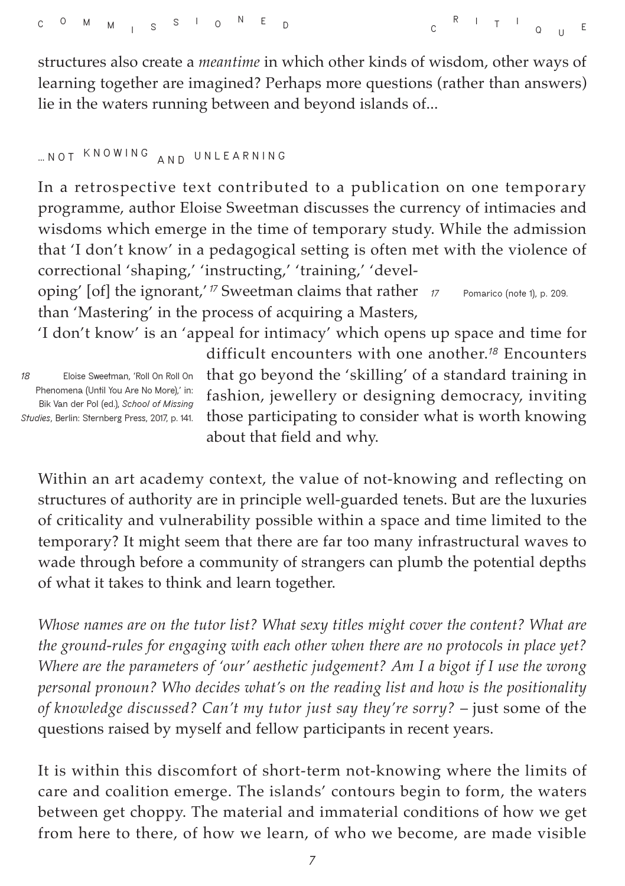structures also create a *meantime* in which other kinds of wisdom, other ways of learning together are imagined? Perhaps more questions (rather than answers) lie in the waters running between and beyond islands of...

## ...NOT KNOWING AND UNLEARNING

In a retrospective text contributed to a publication on one temporary programme, author Eloise Sweetman discusses the currency of intimacies and wisdoms which emerge in the time of temporary study. While the admission that 'I don't know' in a pedagogical setting is often met with the violence of correctional 'shaping,' 'instructing,' 'training,' 'developing' [of] the ignorant,'[17] Sweetman claims that rather than 'Mastering' in the process of acquiring a Masters, 'I don't know' is an 'appeal for intimacy' which opens up space and time for difficult encounters with one another.[18] Encounters that go beyond the 'skilling' of a standard training in fashion, jewellery or designing democracy, inviting those participating to consider what is worth knowing about that field and why.

17 Pomarico (note 1), p. 209.

18 Eloise Sweetman, 'Roll On Roll On Phenomena (Until You Are No More),' in: Bik Van der Pol (ed.), *School of Missing Studies*, Berlin: Sternberg Press, 2017, p. 141.

Within an art academy context, the value of not-knowing and reflecting on structures of authority are in principle well-guarded tenets. But are the luxuries of criticality and vulnerability possible within a space and time limited to the temporary? It might seem that there are far too many infrastructural waves to wade through before a community of strangers can plumb the potential depths of what it takes to think and learn together.

*Whose names are on the tutor list? What sexy titles might cover the content? What are the ground-rules for engaging with each other when there are no protocols in place yet? Where are the parameters of 'our' aesthetic judgement? Am I a bigot if I use the wrong personal pronoun? Who decides what's on the reading list and how is the positionality of knowledge discussed? Can't my tutor just say they're sorry?* – just some of the questions raised by myself and fellow participants in recent years.

It is within this discomfort of short-term not-knowing where the limits of care and coalition emerge. The islands' contours begin to form, the waters between get choppy. The material and immaterial conditions of how we get from here to there, of how we learn, of who we become, are made visible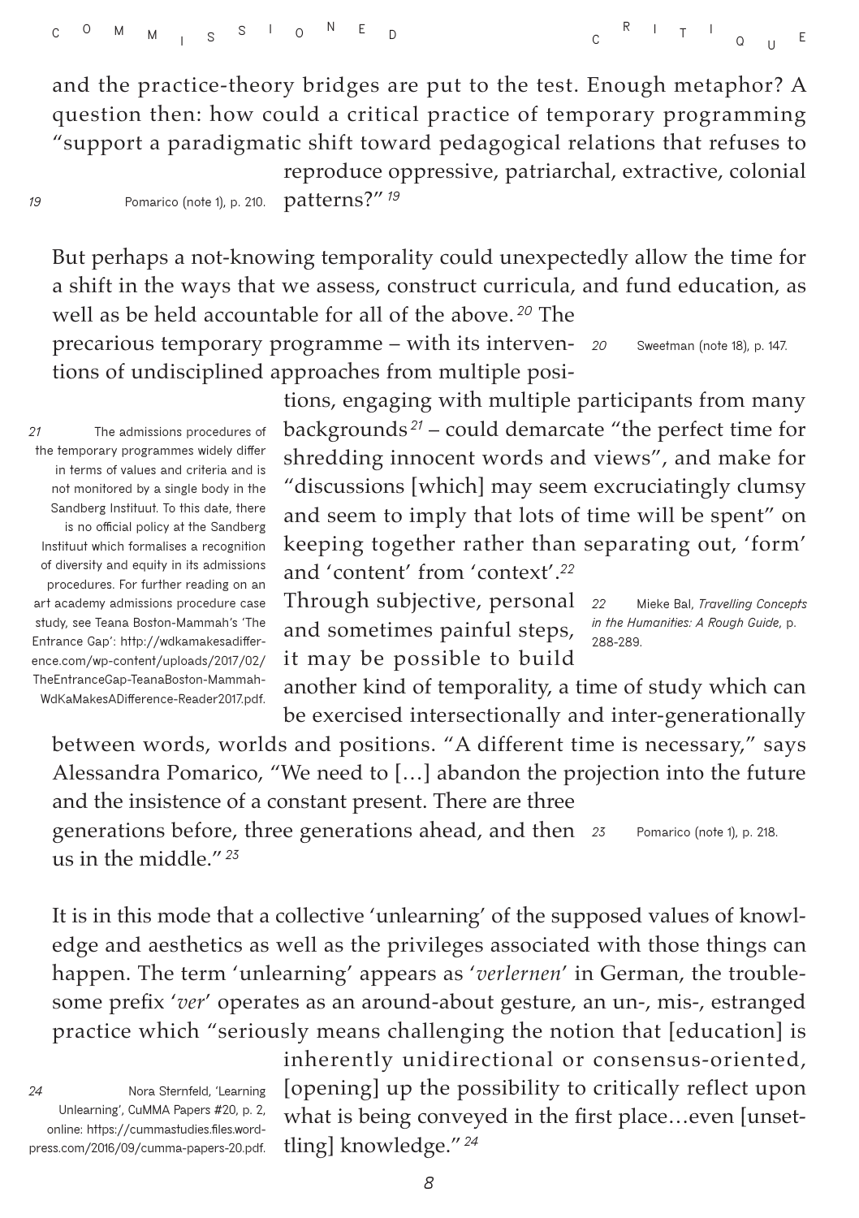and the practice-theory bridges are put to the test. Enough metaphor? A question then: how could a critical practice of temporary programming "support a paradigmatic shift toward pedagogical relations that refuses to reproduce oppressive, patriarchal, extractive, colonial patterns?"[19]

But perhaps a not-knowing temporality could unexpectedly allow the time for a shift in the ways that we assess, construct curricula, and fund education, as well as be held accountable for all of the above.[20] The precarious temporary programme – with its interventions of undisciplined approaches from multiple positions, engaging with multiple participants from many backgrounds[21] – could demarcate "the perfect time for shredding innocent words and views", and make for "discussions [which] may seem excruciatingly clumsy and seem to imply that lots of time will be spent" on keeping together rather than separating out, 'form' and 'content' from 'context'.[22] Through subjective, personal and sometimes painful steps, it may be possible to build another kind of temporality, a time of study which can be exercised intersectionally and inter-generationally between words, worlds and positions. "A different time is necessary," says Alessandra Pomarico, "We need to […] abandon the projection into the future and the insistence of a constant present. There are three generations before, three generations ahead, and then us in the middle."[23]

It is in this mode that a collective 'unlearning' of the supposed values of knowledge and aesthetics as well as the privileges associated with those things can happen. The term 'unlearning' appears as '*verlernen*' in German, the troublesome prefix '*ver*' operates as an around-about gesture, an un-, mis-, estranged practice which "seriously means challenging the notion that [education] is inherently unidirectional or consensus-oriented, [opening] up the possibility to critically reflect upon what is being conveyed in the first place…even [unsettling] knowledge."[24]

---

19 Pomarico (note 1), p. 210.

20 Sweetman (note 18), p. 147.

21 The admissions procedures of the temporary programmes widely differ in terms of values and criteria and is not monitored by a single body in the Sandberg Instituut. To this date, there is no official policy at the Sandberg Instituut which formalises a recognition of diversity and equity in its admissions procedures. For further reading on an art academy admissions procedure case study, see Teana Boston-Mammah's 'The Entrance Gap': http://wdkamakesadifference.com/wp-content/uploads/2017/02/TheEntranceGap-TeanaBoston-Mammah-WdKaMakesADifference-Reader2017.pdf.

22 Mieke Bal, *Travelling Concepts in the Humanities: A Rough Guide*, p. 288-289.

23 Pomarico (note 1), p. 218.

24 Nora Sternfeld, 'Learning Unlearning', CuMMA Papers #20, p. 2, online: https://cummastudies.files.wordpress.com/2016/09/cumma-papers-20.pdf.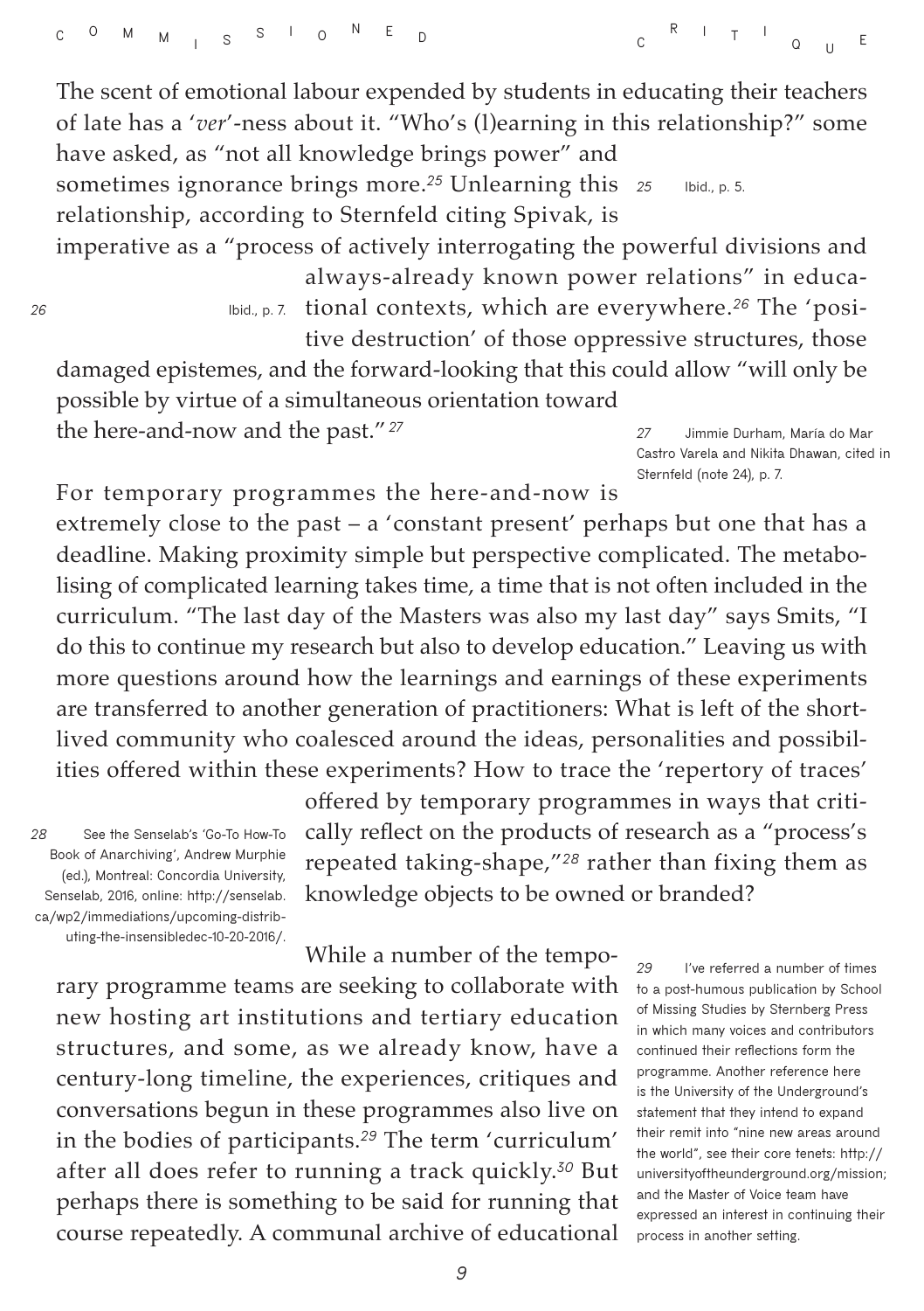The scent of emotional labour expended by students in educating their teachers of late has a '*ver*'-ness about it. "Who's (l)earning in this relationship?" some have asked, as "not all knowledge brings power" and sometimes ignorance brings more.[25] Unlearning this relationship, according to Sternfeld citing Spivak, is imperative as a "process of actively interrogating the powerful divisions and always-already known power relations" in educational contexts, which are everywhere.[26] The 'positive destruction' of those oppressive structures, those damaged epistemes, and the forward-looking that this could allow "will only be possible by virtue of a simultaneous orientation toward the here-and-now and the past."[27]

For temporary programmes the here-and-now is extremely close to the past – a 'constant present' perhaps but one that has a deadline. Making proximity simple but perspective complicated. The metabolising of complicated learning takes time, a time that is not often included in the curriculum. "The last day of the Masters was also my last day" says Smits, "I do this to continue my research but also to develop education." Leaving us with more questions around how the learnings and earnings of these experiments are transferred to another generation of practitioners: What is left of the short-lived community who coalesced around the ideas, personalities and possibilities offered within these experiments? How to trace the 'repertory of traces' offered by temporary programmes in ways that critically reflect on the products of research as a "process's repeated taking-shape,"[28] rather than fixing them as knowledge objects to be owned or branded?

While a number of the temporary programme teams are seeking to collaborate with new hosting art institutions and tertiary education structures, and some, as we already know, have a century-long timeline, the experiences, critiques and conversations begun in these programmes also live on in the bodies of participants.[29] The term 'curriculum' after all does refer to running a track quickly.[30] But perhaps there is something to be said for running that course repeatedly. A communal archive of educational

25 Ibid., p. 5.

26 Ibid., p. 7.

27 Jimmie Durham, María do Mar Castro Varela and Nikita Dhawan, cited in Sternfeld (note 24), p. 7.

28 See the Senselab's 'Go-To How-To Book of Anarchiving', Andrew Murphie (ed.), Montreal: Concordia University, Senselab, 2016, online: http://senselab.ca/wp2/immediations/upcoming-distributing-the-insensibledec-10-20-2016/.

29 I've referred a number of times to a post-humous publication by School of Missing Studies by Sternberg Press in which many voices and contributors continued their reflections form the programme. Another reference here is the University of the Underground's statement that they intend to expand their remit into "nine new areas around the world", see their core tenets: http://universityoftheunderground.org/mission; and the Master of Voice team have expressed an interest in continuing their process in another setting.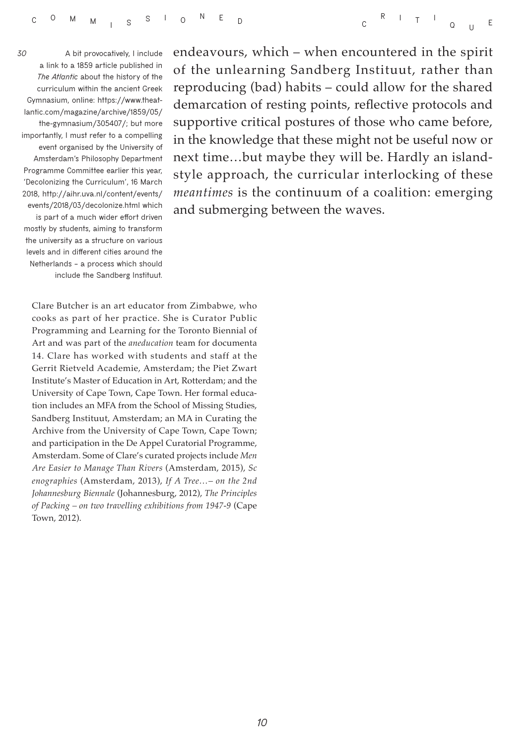endeavours, which – when encountered in the spirit of the unlearning Sandberg Instituut, rather than reproducing (bad) habits – could allow for the shared demarcation of resting points, reflective protocols and supportive critical postures of those who came before, in the knowledge that these might not be useful now or next time…but maybe they will be. Hardly an island-style approach, the curricular interlocking of these *meantimes* is the continuum of a coalition: emerging and submerging between the waves.

30 A bit provocatively, I include a link to a 1859 article published in *The Atlantic* about the history of the curriculum within the ancient Greek Gymnasium, online: https://www.theatlantic.com/magazine/archive/1859/05/the-gymnasium/305407/; but more importantly, I must refer to a compelling event organised by the University of Amsterdam's Philosophy Department Programme Committee earlier this year, 'Decolonizing the Curriculum', 16 March 2018, http://aihr.uva.nl/content/events/events/2018/03/decolonize.html which is part of a much wider effort driven mostly by students, aiming to transform the university as a structure on various levels and in different cities around the Netherlands – a process which should include the Sandberg Instituut.

Clare Butcher is an art educator from Zimbabwe, who cooks as part of her practice. She is Curator Public Programming and Learning for the Toronto Biennial of Art and was part of the *aneducation* team for documenta 14. Clare has worked with students and staff at the Gerrit Rietveld Academie, Amsterdam; the Piet Zwart Institute's Master of Education in Art, Rotterdam; and the University of Cape Town, Cape Town. Her formal education includes an MFA from the School of Missing Studies, Sandberg Instituut, Amsterdam; an MA in Curating the Archive from the University of Cape Town, Cape Town; and participation in the De Appel Curatorial Programme, Amsterdam. Some of Clare's curated projects include *Men Are Easier to Manage Than Rivers* (Amsterdam, 2015), *Scenographies* (Amsterdam, 2013), *If A Tree…– on the 2nd Johannesburg Biennale* (Johannesburg, 2012), *The Principles of Packing – on two travelling exhibitions from 1947-9* (Cape Town, 2012).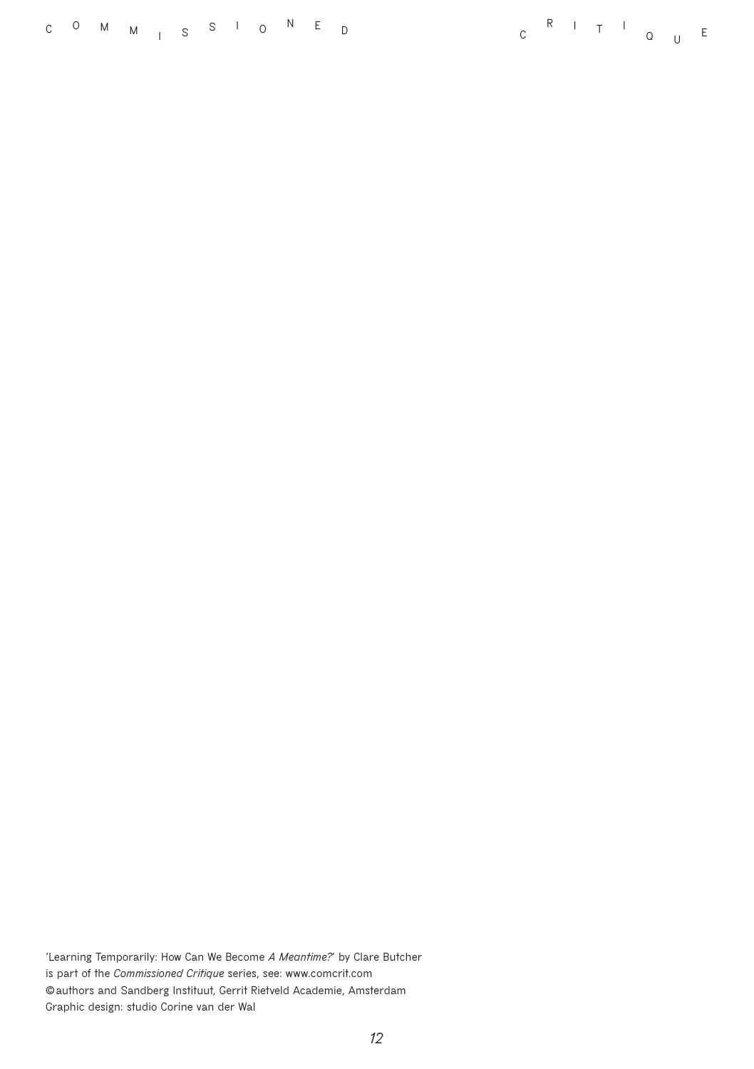'Learning Temporarily: How Can We Become *A Meantime?*' by Clare Butcher
is part of the *Commissioned Critique* series, see: www.comcrit.com
©authors and Sandberg Instituut, Gerrit Rietveld Academie, Amsterdam
Graphic design: studio Corine van der Wal